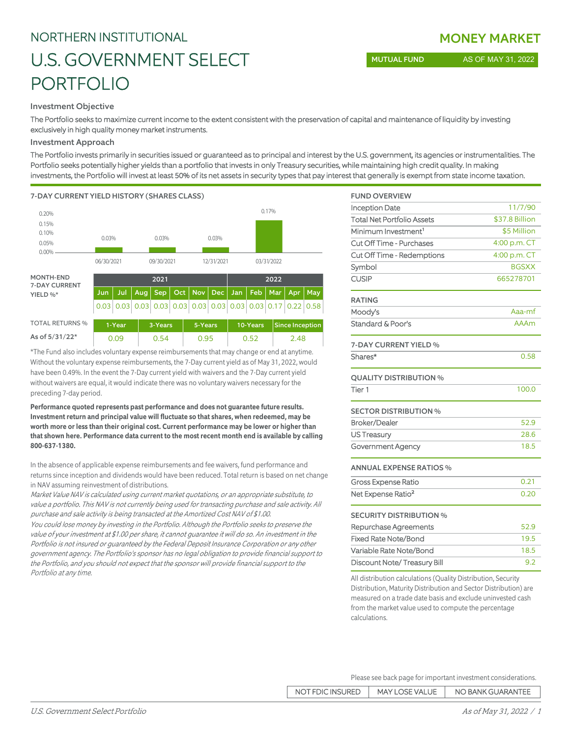NORTHERN INSTITUTIONAL

# U.S. GOVERNMENT SELECT PORTFOLIO

**MONEY MARKET**

MUTUAL FUND | AS OF MAY 31, 2022

### Investment Objective

The Portfolio seeks to maximize current income to the extent consistent with the preservation of capital and maintenance of liquidity by investing exclusively in high quality money market instruments.

### Investment Approach

The Portfolio invests primarily in securities issued or guaranteed as to principal and interest by the U.S. government, its agencies or instrumentalities. The Portfolio seeks potentially higher yields than a portfolio that invests in only Treasury securities, while maintaining high credit quality. In making investments, the Portfolio will invest at least 50% of its net assets in security types that pay interest that generally is exempt from state income taxation.

### 7-DAY CURRENT YIELD HISTORY (SHARES CLASS)

| Date | 7-Day Current Yield |
|---|---|
| 06/30/2021 | 0.03% |
| 09/30/2021 | 0.03% |
| 12/31/2021 | 0.03% |
| 03/31/2022 | 0.17% |

| MONTH-END 7-DAY CURRENT YIELD %* | 2021 | | | | | | | 2022 | | | | |
|---|---|---|---|---|---|---|---|---|---|---|---|---|
| | Jun | Jul | Aug | Sep | Oct | Nov | Dec | Jan | Feb | Mar | Apr | May |
| | 0.03 | 0.03 | 0.03 | 0.03 | 0.03 | 0.03 | 0.03 | 0.03 | 0.03 | 0.17 | 0.22 | 0.58 |

| TOTAL RETURNS % | 1-Year | 3-Years | 5-Years | 10-Years | Since Inception |
|---|---|---|---|---|---|
| As of 5/31/22* | 0.09 | 0.54 | 0.95 | 0.52 | 2.48 |

*The Fund also includes voluntary expense reimbursements that may change or end at anytime. Without the voluntary expense reimbursements, the 7-Day current yield as of May 31, 2022, would have been 0.49%. In the event the 7-Day current yield with waivers and the 7-Day current yield without waivers are equal, it would indicate there was no voluntary waivers necessary for the preceding 7-day period.

**Performance quoted represents past performance and does not guarantee future results. Investment return and principal value will fluctuate so that shares, when redeemed, may be worth more or less than their original cost. Current performance may be lower or higher than that shown here. Performance data current to the most recent month end is available by calling 800-637-1380.**

In the absence of applicable expense reimbursements and fee waivers, fund performance and returns since inception and dividends would have been reduced. Total return is based on net change in NAV assuming reinvestment of distributions.

*Market Value NAV is calculated using current market quotations, or an appropriate substitute, to value a portfolio. This NAV is not currently being used for transacting purchase and sale activity. All purchase and sale activity is being transacted at the Amortized Cost NAV of $1.00.*

*You could lose money by investing in the Portfolio. Although the Portfolio seeks to preserve the value of your investment at $1.00 per share, it cannot guarantee it will do so. An investment in the Portfolio is not insured or guaranteed by the Federal Deposit Insurance Corporation or any other government agency. The Portfolio's sponsor has no legal obligation to provide financial support to the Portfolio, and you should not expect that the sponsor will provide financial support to the Portfolio at any time.*

| FUND OVERVIEW | |
|---|---|
| Inception Date | 11/7/90 |
| Total Net Portfolio Assets | $37.8 Billion |
| Minimum Investment[1] | $5 Million |
| Cut Off Time - Purchases | 4:00 p.m. CT |
| Cut Off Time - Redemptions | 4:00 p.m. CT |
| Symbol | BGSXX |
| CUSIP | 665278701 |

| RATING | |
|---|---|
| Moody's | Aaa-mf |
| Standard & Poor's | AAAm |

| 7-DAY CURRENT YIELD % | |
|---|---|
| Shares* | 0.58 |

| QUALITY DISTRIBUTION % | |
|---|---|
| Tier 1 | 100.0 |

| SECTOR DISTRIBUTION % | |
|---|---|
| Broker/Dealer | 52.9 |
| US Treasury | 28.6 |
| Government Agency | 18.5 |

| ANNUAL EXPENSE RATIOS % | |
|---|---|
| Gross Expense Ratio | 0.21 |
| Net Expense Ratio[2] | 0.20 |

| SECURITY DISTRIBUTION % | |
|---|---|
| Repurchase Agreements | 52.9 |
| Fixed Rate Note/Bond | 19.5 |
| Variable Rate Note/Bond | 18.5 |
| Discount Note/ Treasury Bill | 9.2 |

All distribution calculations (Quality Distribution, Security Distribution, Maturity Distribution and Sector Distribution) are measured on a trade date basis and exclude uninvested cash from the market value used to compute the percentage calculations.

Please see back page for important investment considerations.

NOT FDIC INSURED | MAY LOSE VALUE | NO BANK GUARANTEE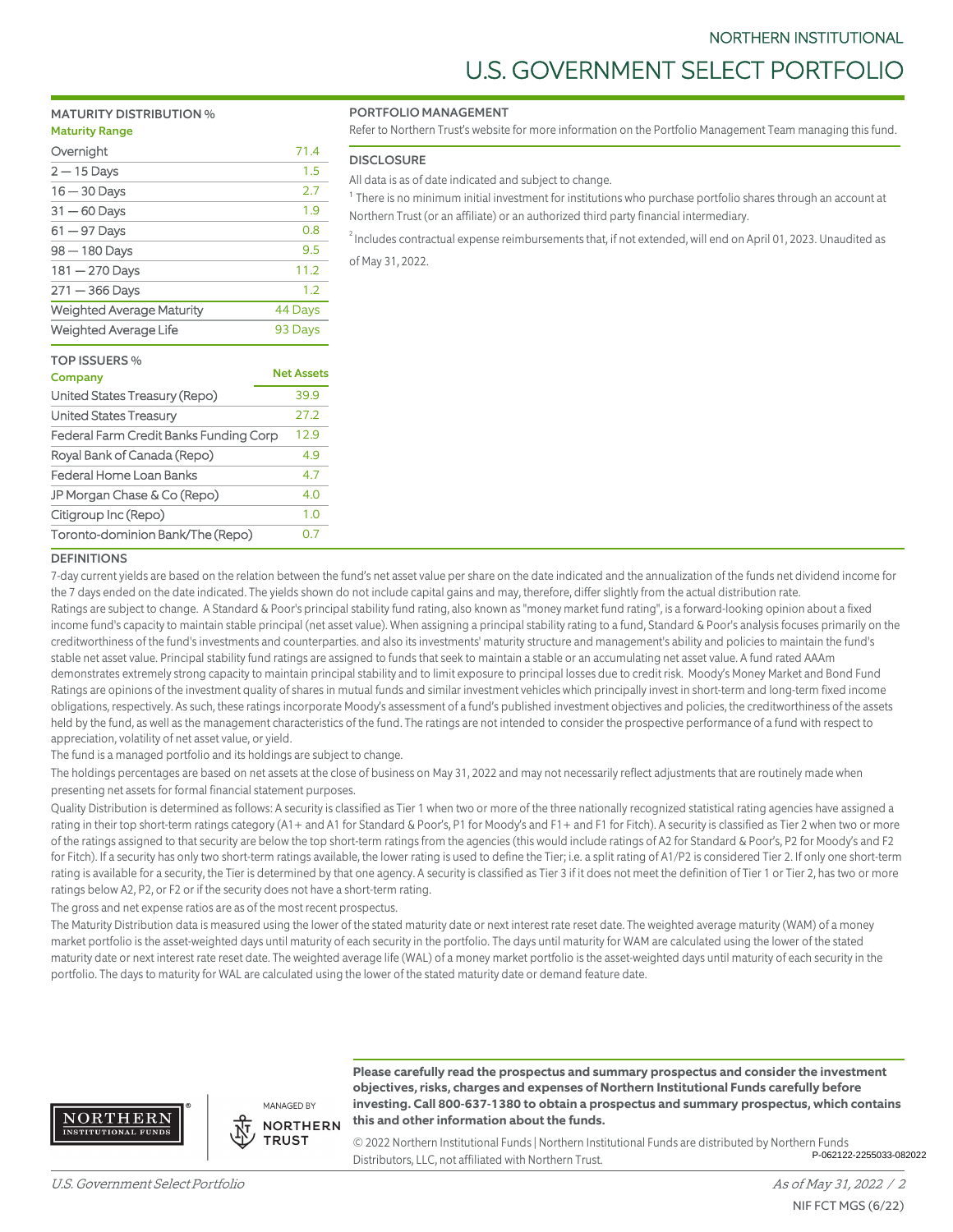NORTHERN INSTITUTIONAL

# U.S. GOVERNMENT SELECT PORTFOLIO

## MATURITY DISTRIBUTION %

| Maturity Range | |
|---|---|
| Overnight | 71.4 |
| 2 — 15 Days | 1.5 |
| 16 — 30 Days | 2.7 |
| 31 — 60 Days | 1.9 |
| 61 — 97 Days | 0.8 |
| 98 — 180 Days | 9.5 |
| 181 — 270 Days | 11.2 |
| 271 — 366 Days | 1.2 |
| Weighted Average Maturity | 44 Days |
| Weighted Average Life | 93 Days |

## TOP ISSUERS %

| Company | Net Assets |
|---|---|
| United States Treasury (Repo) | 39.9 |
| United States Treasury | 27.2 |
| Federal Farm Credit Banks Funding Corp | 12.9 |
| Royal Bank of Canada (Repo) | 4.9 |
| Federal Home Loan Banks | 4.7 |
| JP Morgan Chase & Co (Repo) | 4.0 |
| Citigroup Inc (Repo) | 1.0 |
| Toronto-dominion Bank/The (Repo) | 0.7 |

## PORTFOLIO MANAGEMENT

Refer to Northern Trust's website for more information on the Portfolio Management Team managing this fund.

## DISCLOSURE

All data is as of date indicated and subject to change.

[1] There is no minimum initial investment for institutions who purchase portfolio shares through an account at Northern Trust (or an affiliate) or an authorized third party financial intermediary.

[2] Includes contractual expense reimbursements that, if not extended, will end on April 01, 2023. Unaudited as of May 31, 2022.

## DEFINITIONS

7-day current yields are based on the relation between the fund's net asset value per share on the date indicated and the annualization of the funds net dividend income for the 7 days ended on the date indicated. The yields shown do not include capital gains and may, therefore, differ slightly from the actual distribution rate.

Ratings are subject to change. A Standard & Poor's principal stability fund rating, also known as "money market fund rating", is a forward-looking opinion about a fixed income fund's capacity to maintain stable principal (net asset value). When assigning a principal stability rating to a fund, Standard & Poor's analysis focuses primarily on the creditworthiness of the fund's investments and counterparties. and also its investments' maturity structure and management's ability and policies to maintain the fund's stable net asset value. Principal stability fund ratings are assigned to funds that seek to maintain a stable or an accumulating net asset value. A fund rated AAAm demonstrates extremely strong capacity to maintain principal stability and to limit exposure to principal losses due to credit risk. Moody's Money Market and Bond Fund Ratings are opinions of the investment quality of shares in mutual funds and similar investment vehicles which principally invest in short-term and long-term fixed income obligations, respectively. As such, these ratings incorporate Moody's assessment of a fund's published investment objectives and policies, the creditworthiness of the assets held by the fund, as well as the management characteristics of the fund. The ratings are not intended to consider the prospective performance of a fund with respect to appreciation, volatility of net asset value, or yield.

The fund is a managed portfolio and its holdings are subject to change.

The holdings percentages are based on net assets at the close of business on May 31, 2022 and may not necessarily reflect adjustments that are routinely made when presenting net assets for formal financial statement purposes.

Quality Distribution is determined as follows: A security is classified as Tier 1 when two or more of the three nationally recognized statistical rating agencies have assigned a rating in their top short-term ratings category (A1+ and A1 for Standard & Poor's, P1 for Moody's and F1+ and F1 for Fitch). A security is classified as Tier 2 when two or more of the ratings assigned to that security are below the top short-term ratings from the agencies (this would include ratings of A2 for Standard & Poor's, P2 for Moody's and F2 for Fitch). If a security has only two short-term ratings available, the lower rating is used to define the Tier; i.e. a split rating of A1/P2 is considered Tier 2. If only one short-term rating is available for a security, the Tier is determined by that one agency. A security is classified as Tier 3 if it does not meet the definition of Tier 1 or Tier 2, has two or more ratings below A2, P2, or F2 or if the security does not have a short-term rating.

The gross and net expense ratios are as of the most recent prospectus.

The Maturity Distribution data is measured using the lower of the stated maturity date or next interest rate reset date. The weighted average maturity (WAM) of a money market portfolio is the asset-weighted days until maturity of each security in the portfolio. The days until maturity for WAM are calculated using the lower of the stated maturity date or next interest rate reset date. The weighted average life (WAL) of a money market portfolio is the asset-weighted days until maturity of each security in the portfolio. The days to maturity for WAL are calculated using the lower of the stated maturity date or demand feature date.

NORTHERN INSTITUTIONAL FUNDS® | MANAGED BY NORTHERN TRUST

**Please carefully read the prospectus and summary prospectus and consider the investment objectives, risks, charges and expenses of Northern Institutional Funds carefully before investing. Call 800-637-1380 to obtain a prospectus and summary prospectus, which contains this and other information about the funds.**

© 2022 Northern Institutional Funds | Northern Institutional Funds are distributed by Northern Funds Distributors, LLC, not affiliated with Northern Trust.

P-062122-2255033-082022

NIF FCT MGS (6/22)